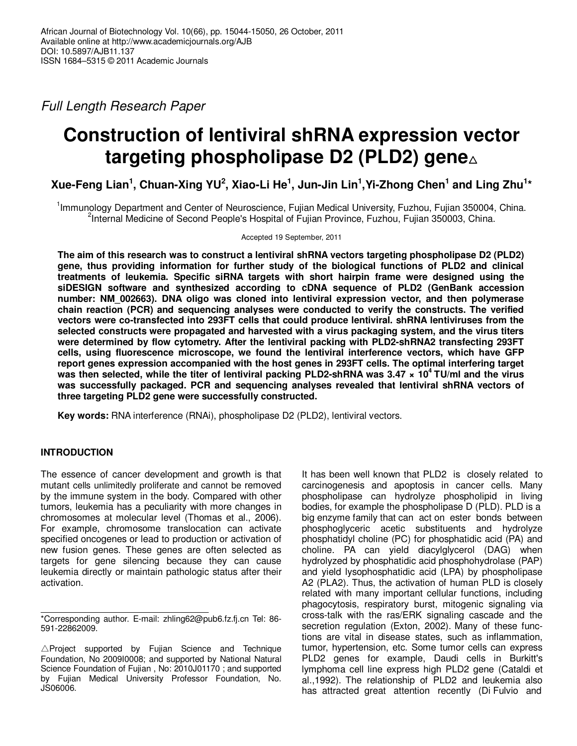African Journal of Biotechnology Vol. 10(66), pp. 15044-15050, 26 October, 2011
Available online at http://www.academicjournals.org/AJB
DOI: 10.5897/AJB11.137
ISSN 1684–5315 © 2011 Academic Journals

*Full Length Research Paper*

# Construction of lentiviral shRNA expression vector targeting phospholipase D2 (PLD2) gene△

**Xue-Feng Lian[1], Chuan-Xing YU[2], Xiao-Li He[1], Jun-Jin Lin[1], Yi-Zhong Chen[1] and Ling Zhu[1]***

[1]Immunology Department and Center of Neuroscience, Fujian Medical University, Fuzhou, Fujian 350004, China.
[2]Internal Medicine of Second People's Hospital of Fujian Province, Fuzhou, Fujian 350003, China.

Accepted 19 September, 2011

**The aim of this research was to construct a lentiviral shRNA vectors targeting phospholipase D2 (PLD2) gene, thus providing information for further study of the biological functions of PLD2 and clinical treatments of leukemia. Specific siRNA targets with short hairpin frame were designed using the siDESIGN software and synthesized according to cDNA sequence of PLD2 (GenBank accession number: NM_002663). DNA oligo was cloned into lentiviral expression vector, and then polymerase chain reaction (PCR) and sequencing analyses were conducted to verify the constructs. The verified vectors were co-transfected into 293FT cells that could produce lentiviral. shRNA lentiviruses from the selected constructs were propagated and harvested with a virus packaging system, and the virus titers were determined by flow cytometry. After the lentiviral packing with PLD2-shRNA2 transfecting 293FT cells, using fluorescence microscope, we found the lentiviral interference vectors, which have GFP report genes expression accompanied with the host genes in 293FT cells. The optimal interfering target was then selected, while the titer of lentiviral packing PLD2-shRNA was $3.47 \times 10^4$ TU/ml and the virus was successfully packaged. PCR and sequencing analyses revealed that lentiviral shRNA vectors of three targeting PLD2 gene were successfully constructed.**

**Key words:** RNA interference (RNAi), phospholipase D2 (PLD2), lentiviral vectors.

## INTRODUCTION

The essence of cancer development and growth is that mutant cells unlimitedly proliferate and cannot be removed by the immune system in the body. Compared with other tumors, leukemia has a peculiarity with more changes in chromosomes at molecular level (Thomas et al., 2006). For example, chromosome translocation can activate specified oncogenes or lead to production or activation of new fusion genes. These genes are often selected as targets for gene silencing because they can cause leukemia directly or maintain pathologic status after their activation.

It has been well known that PLD2 is closely related to carcinogenesis and apoptosis in cancer cells. Many phospholipase can hydrolyze phospholipid in living bodies, for example the phospholipase D (PLD). PLD is a big enzyme family that can act on ester bonds between phosphoglyceric acetic substituents and hydrolyze phosphatidyl choline (PC) for phosphatidic acid (PA) and choline. PA can yield diacylglycerol (DAG) when hydrolyzed by phosphatidic acid phosphohydrolase (PAP) and yield lysophosphatidic acid (LPA) by phospholipase A2 (PLA2). Thus, the activation of human PLD is closely related with many important cellular functions, including phagocytosis, respiratory burst, mitogenic signaling via cross-talk with the ras/ERK signaling cascade and the secretion regulation (Exton, 2002). Many of these functions are vital in disease states, such as inflammation, tumor, hypertension, etc. Some tumor cells can express PLD2 genes for example, Daudi cells in Burkitt's lymphoma cell line express high PLD2 gene (Cataldi et al.,1992). The relationship of PLD2 and leukemia also has attracted great attention recently (Di Fulvio and

*Corresponding author. E-mail: zhling62@pub6.fz.fj.cn Tel: 86-591-22862009.

△Project supported by Fujian Science and Technique Foundation, No 2009I0008; and supported by National Natural Science Foundation of Fujian , No: 2010J01170 ; and supported by Fujian Medical University Professor Foundation, No. JS06006.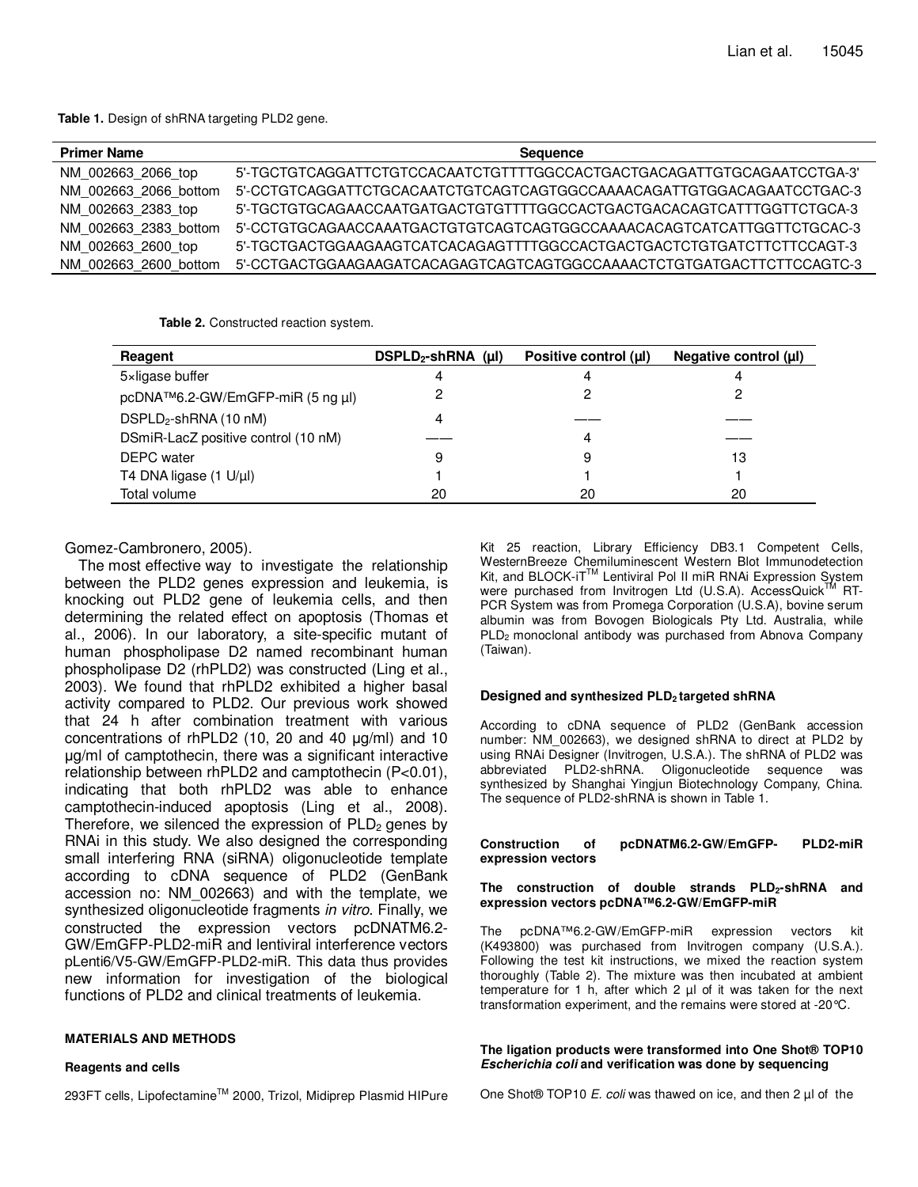**Table 1.** Design of shRNA targeting PLD2 gene.

| Primer Name | Sequence |
|---|---|
| NM_002663_2066_top | 5'-TGCTGTCAGGATTCTGTCCACAATCTGTTTTGGCCACTGACTGACAGATTGTGCAGAATCCTGA-3' |
| NM_002663_2066_bottom | 5'-CCTGTCAGGATTCTGCACAATCTGTCAGTCAGTGGCCAAAACAGATTGTGGACAGAATCCTGAC-3 |
| NM_002663_2383_top | 5'-TGCTGTGCAGAACCAATGATGACTGTGTTTTGGCCACTGACTGACACAGTCATTTGGTTCTGCA-3 |
| NM_002663_2383_bottom | 5'-CCTGTGCAGAACCAAATGACTGTGTCAGTCAGTGGCCAAAACACAGTCATCATTGGTTCTGCAC-3 |
| NM_002663_2600_top | 5'-TGCTGACTGGAAGAAGTCATCACAGAGTTTTGGCCACTGACTGACTCTGTGATCTTCTTCCAGT-3 |
| NM_002663_2600_bottom | 5'-CCTGACTGGAAGAAGATCACAGAGTCAGTCAGTGGCCAAAACTCTGTGATGACTTCTTCCAGTC-3 |

**Table 2.** Constructed reaction system.

| Reagent | $DSPLD_2$-shRNA (µl) | Positive control (µl) | Negative control (µl) |
|---|---|---|---|
| 5×ligase buffer | 4 | 4 | 4 |
| pcDNA™6.2-GW/EmGFP-miR (5 ng µl) | 2 | 2 | 2 |
| $DSPLD_2$-shRNA (10 nM) | 4 | —— | —— |
| DSmiR-LacZ positive control (10 nM) | —— | 4 | —— |
| DEPC water | 9 | 9 | 13 |
| T4 DNA ligase (1 U/µl) | 1 | 1 | 1 |
| Total volume | 20 | 20 | 20 |

Gomez-Cambronero, 2005).

The most effective way to investigate the relationship between the PLD2 genes expression and leukemia, is knocking out PLD2 gene of leukemia cells, and then determining the related effect on apoptosis (Thomas et al., 2006). In our laboratory, a site-specific mutant of human phospholipase D2 named recombinant human phospholipase D2 (rhPLD2) was constructed (Ling et al., 2003). We found that rhPLD2 exhibited a higher basal activity compared to PLD2. Our previous work showed that 24 h after combination treatment with various concentrations of rhPLD2 (10, 20 and 40 µg/ml) and 10 µg/ml of camptothecin, there was a significant interactive relationship between rhPLD2 and camptothecin (P<0.01), indicating that both rhPLD2 was able to enhance camptothecin-induced apoptosis (Ling et al., 2008). Therefore, we silenced the expression of $PLD_2$ genes by RNAi in this study. We also designed the corresponding small interfering RNA (siRNA) oligonucleotide template according to cDNA sequence of PLD2 (GenBank accession no: NM_002663) and with the template, we synthesized oligonucleotide fragments *in vitro*. Finally, we constructed the expression vectors pcDNATM6.2-GW/EmGFP-PLD2-miR and lentiviral interference vectors pLenti6/V5-GW/EmGFP-PLD2-miR. This data thus provides new information for investigation of the biological functions of PLD2 and clinical treatments of leukemia.

## MATERIALS AND METHODS

### Reagents and cells

293FT cells, Lipofectamine™ 2000, Trizol, Midiprep Plasmid HIPure Kit 25 reaction, Library Efficiency DB3.1 Competent Cells, WesternBreeze Chemiluminescent Western Blot Immunodetection Kit, and BLOCK-iT™ Lentiviral Pol II miR RNAi Expression System were purchased from Invitrogen Ltd (U.S.A). AccessQuick™ RT-PCR System was from Promega Corporation (U.S.A), bovine serum albumin was from Bovogen Biologicals Pty Ltd. Australia, while $PLD_2$ monoclonal antibody was purchased from Abnova Company (Taiwan).

### Designed and synthesized $PLD_2$ targeted shRNA

According to cDNA sequence of PLD2 (GenBank accession number: NM_002663), we designed shRNA to direct at PLD2 by using RNAi Designer (Invitrogen, U.S.A.). The shRNA of PLD2 was abbreviated PLD2-shRNA. Oligonucleotide sequence was synthesized by Shanghai Yingjun Biotechnology Company, China. The sequence of PLD2-shRNA is shown in Table 1.

### Construction of pcDNATM6.2-GW/EmGFP- PLD2-miR expression vectors

#### The construction of double strands $PLD_2$-shRNA and expression vectors pcDNA™6.2-GW/EmGFP-miR

The pcDNA™6.2-GW/EmGFP-miR expression vectors kit (K493800) was purchased from Invitrogen company (U.S.A.). Following the test kit instructions, we mixed the reaction system thoroughly (Table 2). The mixture was then incubated at ambient temperature for 1 h, after which 2 µl of it was taken for the next transformation experiment, and the remains were stored at -20°C.

#### The ligation products were transformed into One Shot® TOP10 *Escherichia coli* and verification was done by sequencing

One Shot® TOP10 *E. coli* was thawed on ice, and then 2 µl of the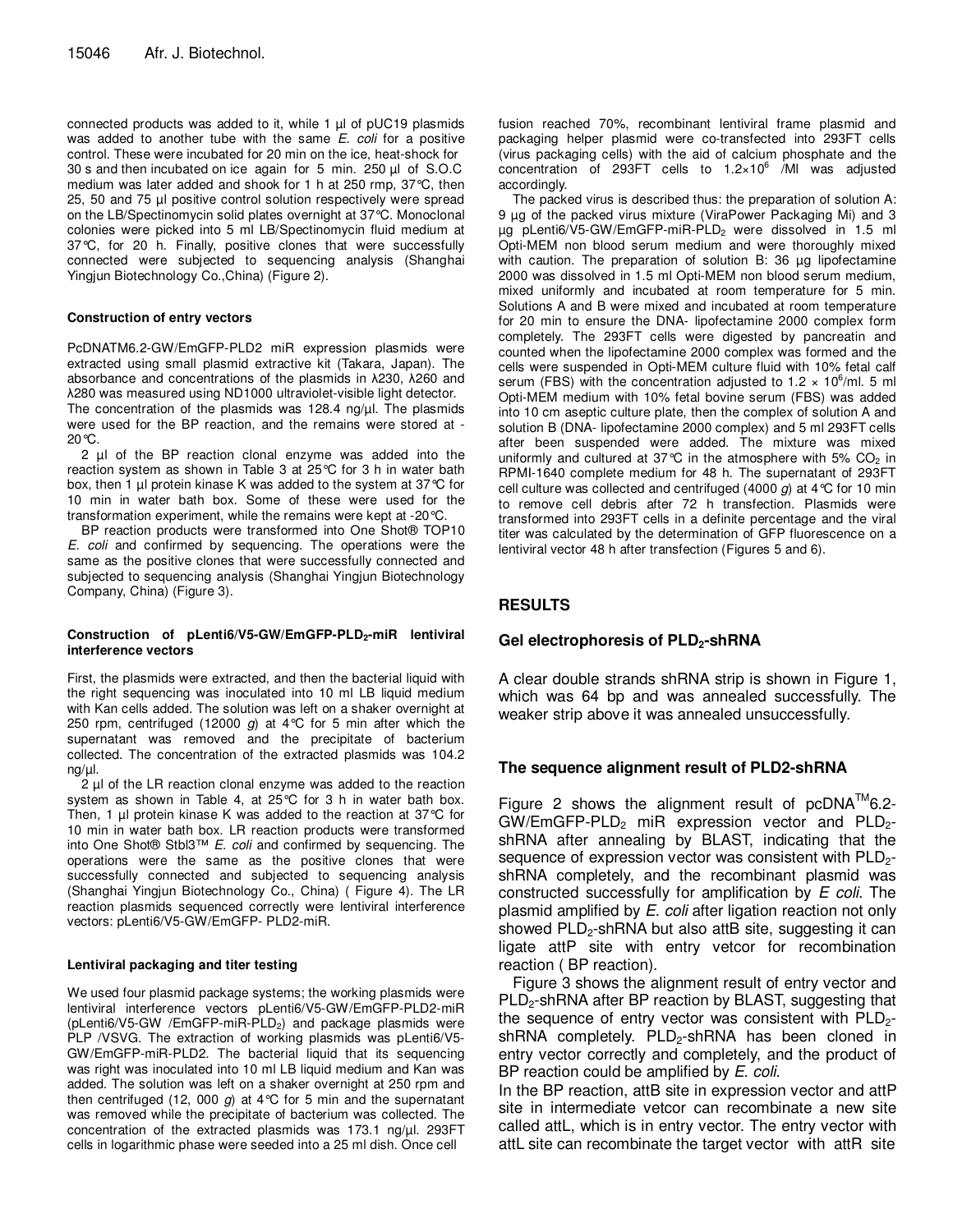connected products was added to it, while 1 µl of pUC19 plasmids was added to another tube with the same *E. coli* for a positive control. These were incubated for 20 min on the ice, heat-shock for 30 s and then incubated on ice again for 5 min. 250 µl of S.O.C medium was later added and shook for 1 h at 250 rmp, 37°C, then 25, 50 and 75 µl positive control solution respectively were spread on the LB/Spectinomycin solid plates overnight at 37°C. Monoclonal colonies were picked into 5 ml LB/Spectinomycin fluid medium at 37°C, for 20 h. Finally, positive clones that were successfully connected were subjected to sequencing analysis (Shanghai Yingjun Biotechnology Co.,China) (Figure 2).

#### Construction of entry vectors

PcDNATM6.2-GW/EmGFP-PLD2 miR expression plasmids were extracted using small plasmid extractive kit (Takara, Japan). The absorbance and concentrations of the plasmids in λ230, λ260 and λ280 was measured using ND1000 ultraviolet-visible light detector. The concentration of the plasmids was 128.4 ng/µl. The plasmids were used for the BP reaction, and the remains were stored at -20°C.

2 µl of the BP reaction clonal enzyme was added into the reaction system as shown in Table 3 at 25°C for 3 h in water bath box, then 1 µl protein kinase K was added to the system at 37°C for 10 min in water bath box. Some of these were used for the transformation experiment, while the remains were kept at -20°C.

BP reaction products were transformed into One Shot® TOP10 *E. coli* and confirmed by sequencing. The operations were the same as the positive clones that were successfully connected and subjected to sequencing analysis (Shanghai Yingjun Biotechnology Company, China) (Figure 3).

#### Construction of pLenti6/V5-GW/EmGFP-$PLD_2$-miR lentiviral interference vectors

First, the plasmids were extracted, and then the bacterial liquid with the right sequencing was inoculated into 10 ml LB liquid medium with Kan cells added. The solution was left on a shaker overnight at 250 rpm, centrifuged (12000 *g*) at 4°C for 5 min after which the supernatant was removed and the precipitate of bacterium collected. The concentration of the extracted plasmids was 104.2 ng/µl.

2 µl of the LR reaction clonal enzyme was added to the reaction system as shown in Table 4, at 25°C for 3 h in water bath box. Then, 1 µl protein kinase K was added to the reaction at 37°C for 10 min in water bath box. LR reaction products were transformed into One Shot® Stbl3™ *E. coli* and confirmed by sequencing. The operations were the same as the positive clones that were successfully connected and subjected to sequencing analysis (Shanghai Yingjun Biotechnology Co., China) ( Figure 4). The LR reaction plasmids sequenced correctly were lentiviral interference vectors: pLenti6/V5-GW/EmGFP- PLD2-miR.

#### Lentiviral packaging and titer testing

We used four plasmid package systems; the working plasmids were lentiviral interference vectors pLenti6/V5-GW/EmGFP-PLD2-miR (pLenti6/V5-GW /EmGFP-miR-$PLD_2$) and package plasmids were PLP /VSVG. The extraction of working plasmids was pLenti6/V5-GW/EmGFP-miR-PLD2. The bacterial liquid that its sequencing was right was inoculated into 10 ml LB liquid medium and Kan was added. The solution was left on a shaker overnight at 250 rpm and then centrifuged (12, 000 *g*) at 4°C for 5 min and the supernatant was removed while the precipitate of bacterium was collected. The concentration of the extracted plasmids was 173.1 ng/µl. 293FT cells in logarithmic phase were seeded into a 25 ml dish. Once cell fusion reached 70%, recombinant lentiviral frame plasmid and packaging helper plasmid were co-transfected into 293FT cells (virus packaging cells) with the aid of calcium phosphate and the concentration of 293FT cells to $1.2 \times 10^6$ /Ml was adjusted accordingly.

The packed virus is described thus: the preparation of solution A: 9 µg of the packed virus mixture (ViraPower Packaging Mi) and 3 µg pLenti6/V5-GW/EmGFP-miR-$PLD_2$ were dissolved in 1.5 ml Opti-MEM non blood serum medium and were thoroughly mixed with caution. The preparation of solution B: 36 µg lipofectamine 2000 was dissolved in 1.5 ml Opti-MEM non blood serum medium, mixed uniformly and incubated at room temperature for 5 min. Solutions A and B were mixed and incubated at room temperature for 20 min to ensure the DNA- lipofectamine 2000 complex form completely. The 293FT cells were digested by pancreatin and counted when the lipofectamine 2000 complex was formed and the cells were suspended in Opti-MEM culture fluid with 10% fetal calf serum (FBS) with the concentration adjusted to $1.2 \times 10^6$/ml. 5 ml Opti-MEM medium with 10% fetal bovine serum (FBS) was added into 10 cm aseptic culture plate, then the complex of solution A and solution B (DNA- lipofectamine 2000 complex) and 5 ml 293FT cells after been suspended were added. The mixture was mixed uniformly and cultured at 37°C in the atmosphere with 5% $CO_2$ in RPMI-1640 complete medium for 48 h. The supernatant of 293FT cell culture was collected and centrifuged (4000 *g*) at 4°C for 10 min to remove cell debris after 72 h transfection. Plasmids were transformed into 293FT cells in a definite percentage and the viral titer was calculated by the determination of GFP fluorescence on a lentiviral vector 48 h after transfection (Figures 5 and 6).

## RESULTS

### Gel electrophoresis of $PLD_2$-shRNA

A clear double strands shRNA strip is shown in Figure 1, which was 64 bp and was annealed successfully. The weaker strip above it was annealed unsuccessfully.

### The sequence alignment result of PLD2-shRNA

Figure 2 shows the alignment result of pcDNA™6.2-GW/EmGFP-$PLD_2$ miR expression vector and $PLD_2$-shRNA after annealing by BLAST, indicating that the sequence of expression vector was consistent with $PLD_2$-shRNA completely, and the recombinant plasmid was constructed successfully for amplification by *E coli*. The plasmid amplified by *E. coli* after ligation reaction not only showed $PLD_2$-shRNA but also attB site, suggesting it can ligate attP site with entry vetcor for recombination reaction ( BP reaction).

Figure 3 shows the alignment result of entry vector and $PLD_2$-shRNA after BP reaction by BLAST, suggesting that the sequence of entry vector was consistent with $PLD_2$-shRNA completely. $PLD_2$-shRNA has been cloned in entry vector correctly and completely, and the product of BP reaction could be amplified by *E. coli*.

In the BP reaction, attB site in expression vector and attP site in intermediate vetcor can recombinate a new site called attL, which is in entry vector. The entry vector with attL site can recombinate the target vector with attR site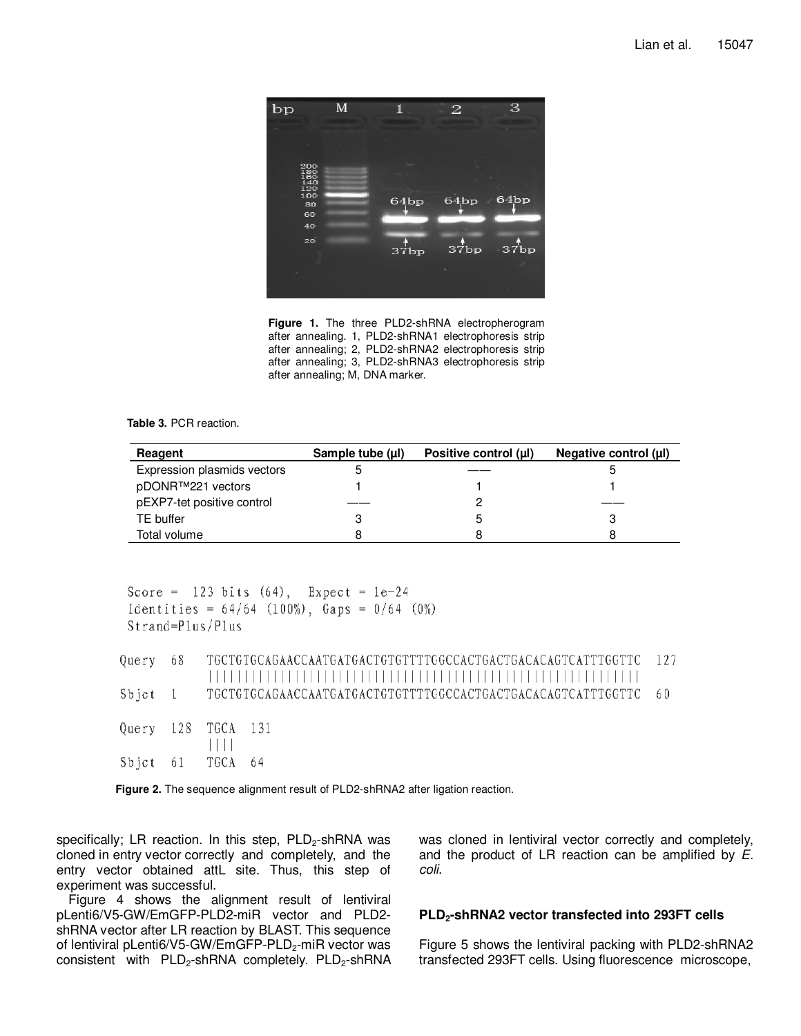**Figure 1.** The three PLD2-shRNA electropherogram after annealing. 1, PLD2-shRNA1 electrophoresis strip after annealing; 2, PLD2-shRNA2 electrophoresis strip after annealing; 3, PLD2-shRNA3 electrophoresis strip after annealing; M, DNA marker.

**Table 3.** PCR reaction.

| Reagent | Sample tube (µl) | Positive control (µl) | Negative control (µl) |
|---|---|---|---|
| Expression plasmids vectors | 5 | —— | 5 |
| pDONR™221 vectors | 1 | 1 | 1 |
| pEXP7-tet positive control | —— | 2 | —— |
| TE buffer | 3 | 5 | 3 |
| Total volume | 8 | 8 | 8 |

```
Score =  123 bits (64),  Expect = 1e-24
Identities = 64/64 (100%), Gaps = 0/64 (0%)
Strand=Plus/Plus

Query  68   TGCTGTGCAGAACCAATGATGACTGTGTTTTGGCCACTGACTGACACAGTCATTTGGTTC  127
            ||||||||||||||||||||||||||||||||||||||||||||||||||||||||||||
Sbjct  1    TGCTGTGCAGAACCAATGATGACTGTGTTTTGGCCACTGACTGACACAGTCATTTGGTTC  60

Query  128  TGCA  131
            ||||
Sbjct  61   TGCA  64
```

**Figure 2.** The sequence alignment result of PLD2-shRNA2 after ligation reaction.

specifically; LR reaction. In this step, $PLD_2$-shRNA was cloned in entry vector correctly and completely, and the entry vector obtained attL site. Thus, this step of experiment was successful.

Figure 4 shows the alignment result of lentiviral pLenti6/V5-GW/EmGFP-PLD2-miR vector and PLD2-shRNA vector after LR reaction by BLAST. This sequence of lentiviral pLenti6/V5-GW/EmGFP-$PLD_2$-miR vector was consistent with $PLD_2$-shRNA completely. $PLD_2$-shRNA was cloned in lentiviral vector correctly and completely, and the product of LR reaction can be amplified by *E. coli*.

### $PLD_2$-shRNA2 vector transfected into 293FT cells

Figure 5 shows the lentiviral packing with PLD2-shRNA2 transfected 293FT cells. Using fluorescence microscope,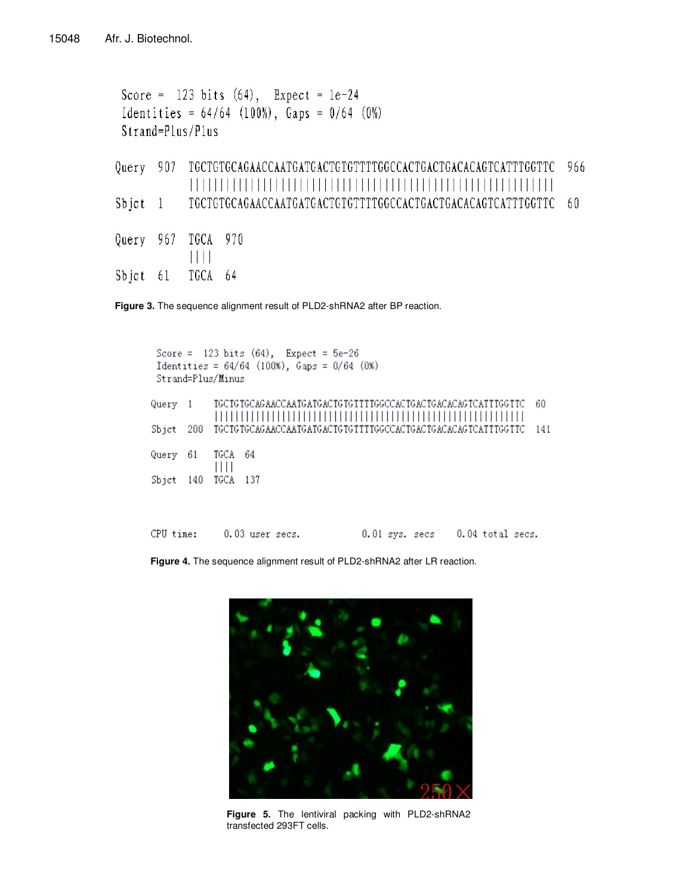```
Score =  123 bits (64),  Expect = 1e-24
Identities = 64/64 (100%), Gaps = 0/64 (0%)
Strand=Plus/Plus

Query  907  TGCTGTGCAGAACCAATGATGACTGTGTTTTGGCCACTGACTGACACAGTCATTTGGTTC  966
            ||||||||||||||||||||||||||||||||||||||||||||||||||||||||||||
Sbjct  1    TGCTGTGCAGAACCAATGATGACTGTGTTTTGGCCACTGACTGACACAGTCATTTGGTTC  60

Query  967  TGCA  970
            ||||
Sbjct  61   TGCA  64
```

**Figure 3.** The sequence alignment result of PLD2-shRNA2 after BP reaction.

```
Score =  123 bits (64),  Expect = 5e-26
Identities = 64/64 (100%), Gaps = 0/64 (0%)
Strand=Plus/Minus

Query  1    TGCTGTGCAGAACCAATGATGACTGTGTTTTGGCCACTGACTGACACAGTCATTTGGTTC  60
            ||||||||||||||||||||||||||||||||||||||||||||||||||||||||||||
Sbjct  200  TGCTGTGCAGAACCAATGATGACTGTGTTTTGGCCACTGACTGACACAGTCATTTGGTTC  141

Query  61   TGCA  64
            ||||
Sbjct  140  TGCA  137


CPU time:     0.03 user secs.         0.01 sys. secs     0.04 total secs.
```

**Figure 4.** The sequence alignment result of PLD2-shRNA2 after LR reaction.

**Figure 5.** The lentiviral packing with PLD2-shRNA2 transfected 293FT cells.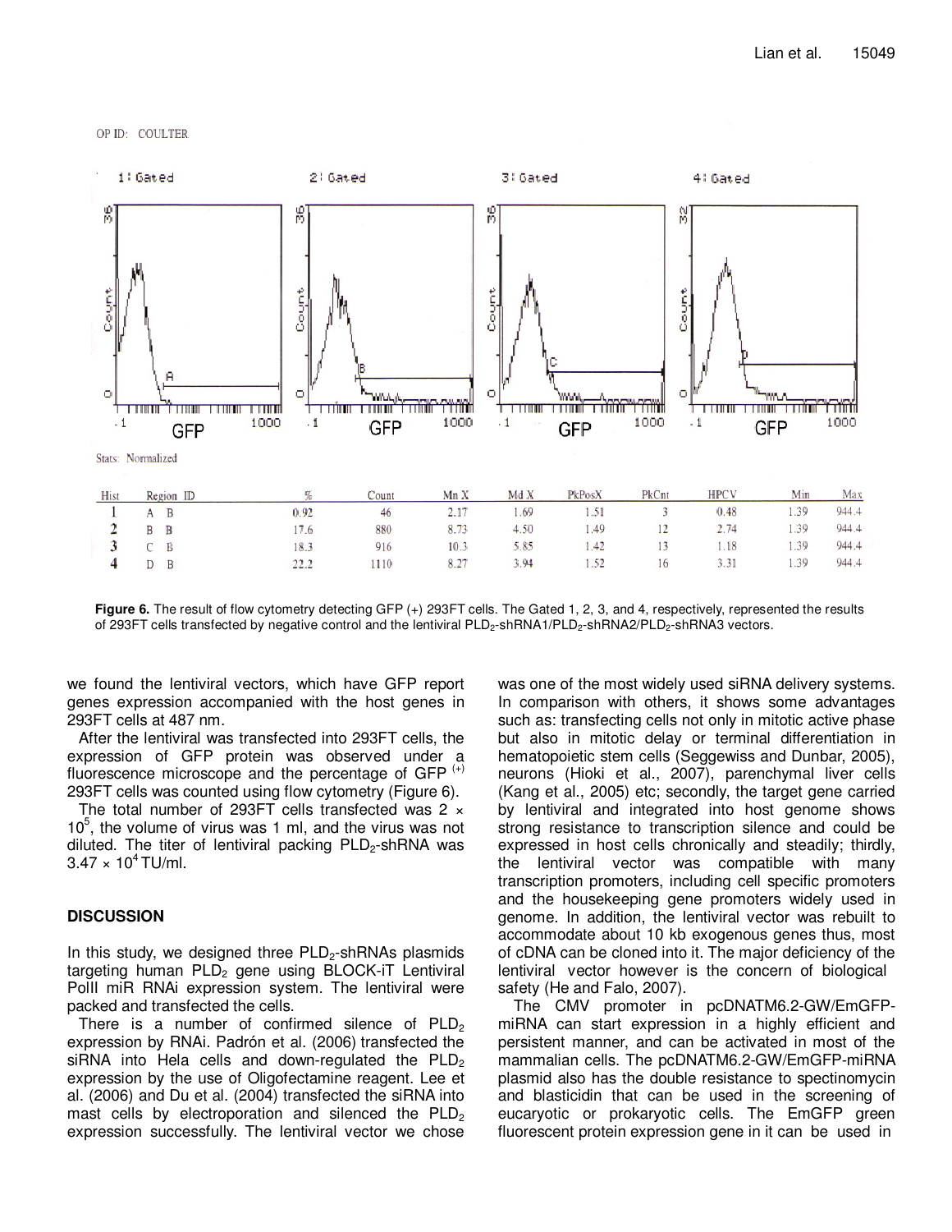OP ID: COULTER

Stats: Normalized

| Hist | Region | ID | % | Count | Mn X | Md X | PkPosX | PkCnt | HPCV | Min | Max |
|---|---|---|---|---|---|---|---|---|---|---|---|
| 1 | A | B | 0.92 | 46 | 2.17 | 1.69 | 1.51 | 3 | 0.48 | 1.39 | 944.4 |
| 2 | B | B | 17.6 | 880 | 8.73 | 4.50 | 1.49 | 12 | 2.74 | 1.39 | 944.4 |
| 3 | C | B | 18.3 | 916 | 10.3 | 5.85 | 1.42 | 13 | 1.18 | 1.39 | 944.4 |
| 4 | D | B | 22.2 | 1110 | 8.27 | 3.94 | 1.52 | 16 | 3.31 | 1.39 | 944.4 |

**Figure 6.** The result of flow cytometry detecting GFP (+) 293FT cells. The Gated 1, 2, 3, and 4, respectively, represented the results of 293FT cells transfected by negative control and the lentiviral $PLD_2$-shRNA1/$PLD_2$-shRNA2/$PLD_2$-shRNA3 vectors.

we found the lentiviral vectors, which have GFP report genes expression accompanied with the host genes in 293FT cells at 487 nm.

After the lentiviral was transfected into 293FT cells, the expression of GFP protein was observed under a fluorescence microscope and the percentage of GFP $^{(+)}$ 293FT cells was counted using flow cytometry (Figure 6).

The total number of 293FT cells transfected was $2 \times 10^5$, the volume of virus was 1 ml, and the virus was not diluted. The titer of lentiviral packing $PLD_2$-shRNA was $3.47 \times 10^4$ TU/ml.

## DISCUSSION

In this study, we designed three $PLD_2$-shRNAs plasmids targeting human $PLD_2$ gene using BLOCK-iT Lentiviral PolII miR RNAi expression system. The lentiviral were packed and transfected the cells.

There is a number of confirmed silence of $PLD_2$ expression by RNAi. Padrón et al. (2006) transfected the siRNA into Hela cells and down-regulated the $PLD_2$ expression by the use of Oligofectamine reagent. Lee et al. (2006) and Du et al. (2004) transfected the siRNA into mast cells by electroporation and silenced the $PLD_2$ expression successfully. The lentiviral vector we chose was one of the most widely used siRNA delivery systems. In comparison with others, it shows some advantages such as: transfecting cells not only in mitotic active phase but also in mitotic delay or terminal differentiation in hematopoietic stem cells (Seggewiss and Dunbar, 2005), neurons (Hioki et al., 2007), parenchymal liver cells (Kang et al., 2005) etc; secondly, the target gene carried by lentiviral and integrated into host genome shows strong resistance to transcription silence and could be expressed in host cells chronically and steadily; thirdly, the lentiviral vector was compatible with many transcription promoters, including cell specific promoters and the housekeeping gene promoters widely used in genome. In addition, the lentiviral vector was rebuilt to accommodate about 10 kb exogenous genes thus, most of cDNA can be cloned into it. The major deficiency of the lentiviral vector however is the concern of biological safety (He and Falo, 2007).

The CMV promoter in pcDNATM6.2-GW/EmGFP-miRNA can start expression in a highly efficient and persistent manner, and can be activated in most of the mammalian cells. The pcDNATM6.2-GW/EmGFP-miRNA plasmid also has the double resistance to spectinomycin and blasticidin that can be used in the screening of eucaryotic or prokaryotic cells. The EmGFP green fluorescent protein expression gene in it can be used in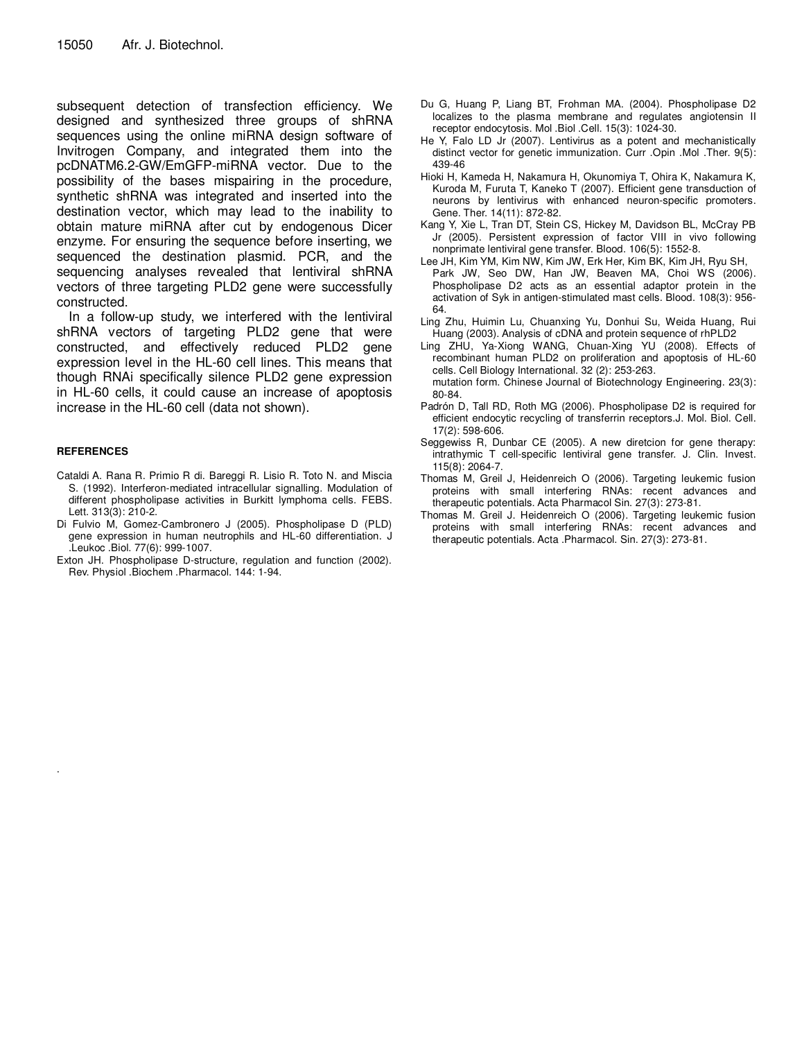subsequent detection of transfection efficiency. We designed and synthesized three groups of shRNA sequences using the online miRNA design software of Invitrogen Company, and integrated them into the pcDNATM6.2-GW/EmGFP-miRNA vector. Due to the possibility of the bases mispairing in the procedure, synthetic shRNA was integrated and inserted into the destination vector, which may lead to the inability to obtain mature miRNA after cut by endogenous Dicer enzyme. For ensuring the sequence before inserting, we sequenced the destination plasmid. PCR, and the sequencing analyses revealed that lentiviral shRNA vectors of three targeting PLD2 gene were successfully constructed.

In a follow-up study, we interfered with the lentiviral shRNA vectors of targeting PLD2 gene that were constructed, and effectively reduced PLD2 gene expression level in the HL-60 cell lines. This means that though RNAi specifically silence PLD2 gene expression in HL-60 cells, it could cause an increase of apoptosis increase in the HL-60 cell (data not shown).

## REFERENCES

Cataldi A. Rana R. Primio R di. Bareggi R. Lisio R. Toto N. and Miscia S. (1992). Interferon-mediated intracellular signalling. Modulation of different phospholipase activities in Burkitt lymphoma cells. FEBS. Lett. 313(3): 210-2.

Di Fulvio M, Gomez-Cambronero J (2005). Phospholipase D (PLD) gene expression in human neutrophils and HL-60 differentiation. J .Leukoc .Biol. 77(6): 999-1007.

Exton JH. Phospholipase D-structure, regulation and function (2002). Rev. Physiol .Biochem .Pharmacol. 144: 1-94.

Du G, Huang P, Liang BT, Frohman MA. (2004). Phospholipase D2 localizes to the plasma membrane and regulates angiotensin II receptor endocytosis. Mol .Biol .Cell. 15(3): 1024-30.

He Y, Falo LD Jr (2007). Lentivirus as a potent and mechanistically distinct vector for genetic immunization. Curr .Opin .Mol .Ther. 9(5): 439-46

Hioki H, Kameda H, Nakamura H, Okunomiya T, Ohira K, Nakamura K, Kuroda M, Furuta T, Kaneko T (2007). Efficient gene transduction of neurons by lentivirus with enhanced neuron-specific promoters. Gene. Ther. 14(11): 872-82.

Kang Y, Xie L, Tran DT, Stein CS, Hickey M, Davidson BL, McCray PB Jr (2005). Persistent expression of factor VIII in vivo following nonprimate lentiviral gene transfer. Blood. 106(5): 1552-8.

Lee JH, Kim YM, Kim NW, Kim JW, Erk Her, Kim BK, Kim JH, Ryu SH, Park JW, Seo DW, Han JW, Beaven MA, Choi WS (2006). Phospholipase D2 acts as an essential adaptor protein in the activation of Syk in antigen-stimulated mast cells. Blood. 108(3): 956-64.

Ling Zhu, Huimin Lu, Chuanxing Yu, Donhui Su, Weida Huang, Rui Huang (2003). Analysis of cDNA and protein sequence of rhPLD2

Ling ZHU, Ya-Xiong WANG, Chuan-Xing YU (2008). Effects of recombinant human PLD2 on proliferation and apoptosis of HL-60 cells. Cell Biology International. 32 (2): 253-263.
mutation form. Chinese Journal of Biotechnology Engineering. 23(3): 80-84.

Padrón D, Tall RD, Roth MG (2006). Phospholipase D2 is required for efficient endocytic recycling of transferrin receptors.J. Mol. Biol. Cell. 17(2): 598-606.

Seggewiss R, Dunbar CE (2005). A new diretcion for gene therapy: intrathymic T cell-specific lentiviral gene transfer. J. Clin. Invest. 115(8): 2064-7.

Thomas M, Greil J, Heidenreich O (2006). Targeting leukemic fusion proteins with small interfering RNAs: recent advances and therapeutic potentials. Acta Pharmacol Sin. 27(3): 273-81.

Thomas M. Greil J. Heidenreich O (2006). Targeting leukemic fusion proteins with small interfering RNAs: recent advances and therapeutic potentials. Acta .Pharmacol. Sin. 27(3): 273-81.